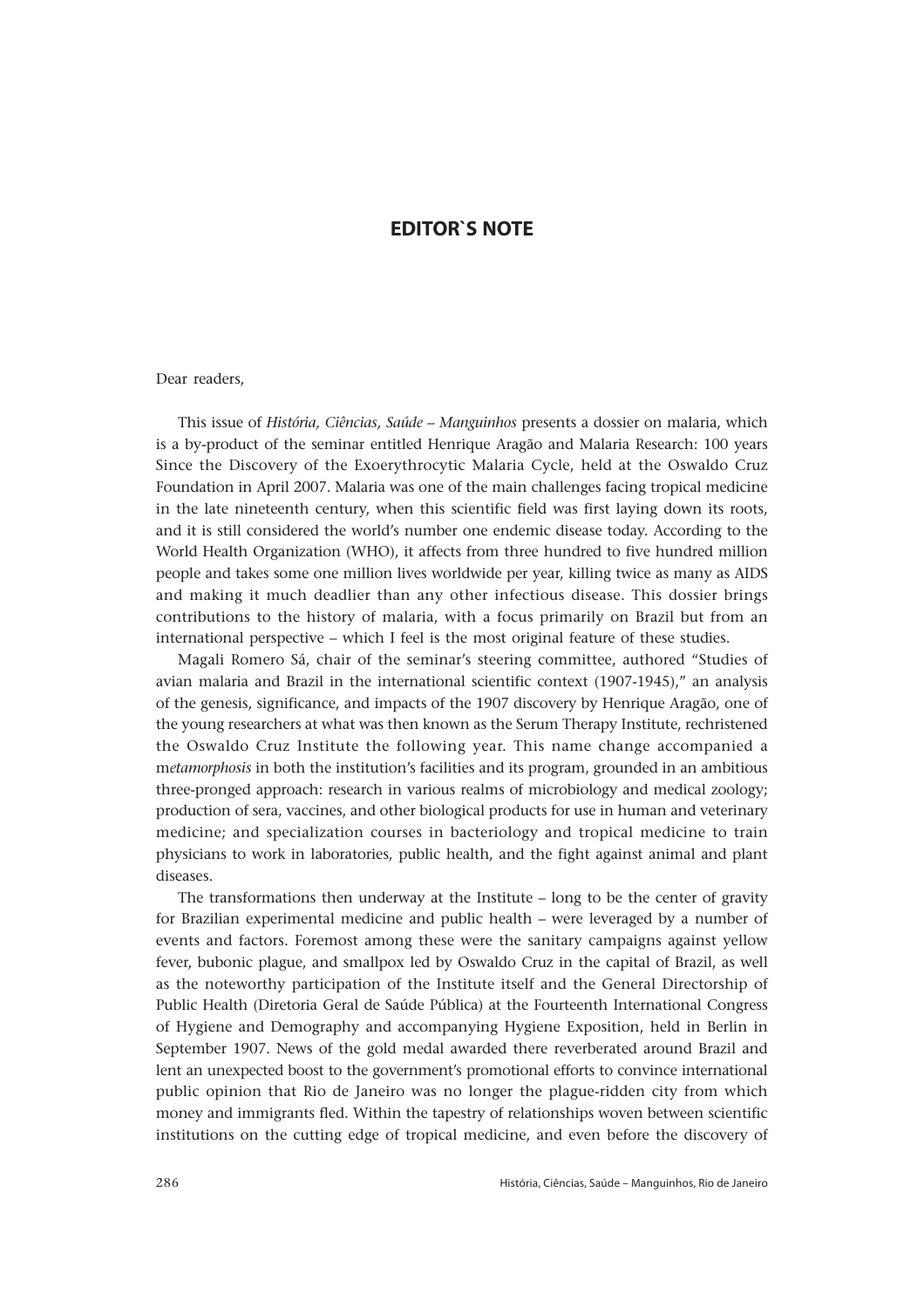# EDITOR`S NOTE

Dear readers,

This issue of *História, Ciências, Saúde – Manguinhos* presents a dossier on malaria, which is a by-product of the seminar entitled Henrique Aragão and Malaria Research: 100 years Since the Discovery of the Exoerythrocytic Malaria Cycle, held at the Oswaldo Cruz Foundation in April 2007. Malaria was one of the main challenges facing tropical medicine in the late nineteenth century, when this scientific field was first laying down its roots, and it is still considered the world's number one endemic disease today. According to the World Health Organization (WHO), it affects from three hundred to five hundred million people and takes some one million lives worldwide per year, killing twice as many as AIDS and making it much deadlier than any other infectious disease. This dossier brings contributions to the history of malaria, with a focus primarily on Brazil but from an international perspective – which I feel is the most original feature of these studies.

Magali Romero Sá, chair of the seminar's steering committee, authored "Studies of avian malaria and Brazil in the international scientific context (1907-1945)," an analysis of the genesis, significance, and impacts of the 1907 discovery by Henrique Aragão, one of the young researchers at what was then known as the Serum Therapy Institute, rechristened the Oswaldo Cruz Institute the following year. This name change accompanied a m*etamorphosis* in both the institution's facilities and its program, grounded in an ambitious three-pronged approach: research in various realms of microbiology and medical zoology; production of sera, vaccines, and other biological products for use in human and veterinary medicine; and specialization courses in bacteriology and tropical medicine to train physicians to work in laboratories, public health, and the fight against animal and plant diseases.

The transformations then underway at the Institute – long to be the center of gravity for Brazilian experimental medicine and public health – were leveraged by a number of events and factors. Foremost among these were the sanitary campaigns against yellow fever, bubonic plague, and smallpox led by Oswaldo Cruz in the capital of Brazil, as well as the noteworthy participation of the Institute itself and the General Directorship of Public Health (Diretoria Geral de Saúde Pública) at the Fourteenth International Congress of Hygiene and Demography and accompanying Hygiene Exposition, held in Berlin in September 1907. News of the gold medal awarded there reverberated around Brazil and lent an unexpected boost to the government's promotional efforts to convince international public opinion that Rio de Janeiro was no longer the plague-ridden city from which money and immigrants fled. Within the tapestry of relationships woven between scientific institutions on the cutting edge of tropical medicine, and even before the discovery of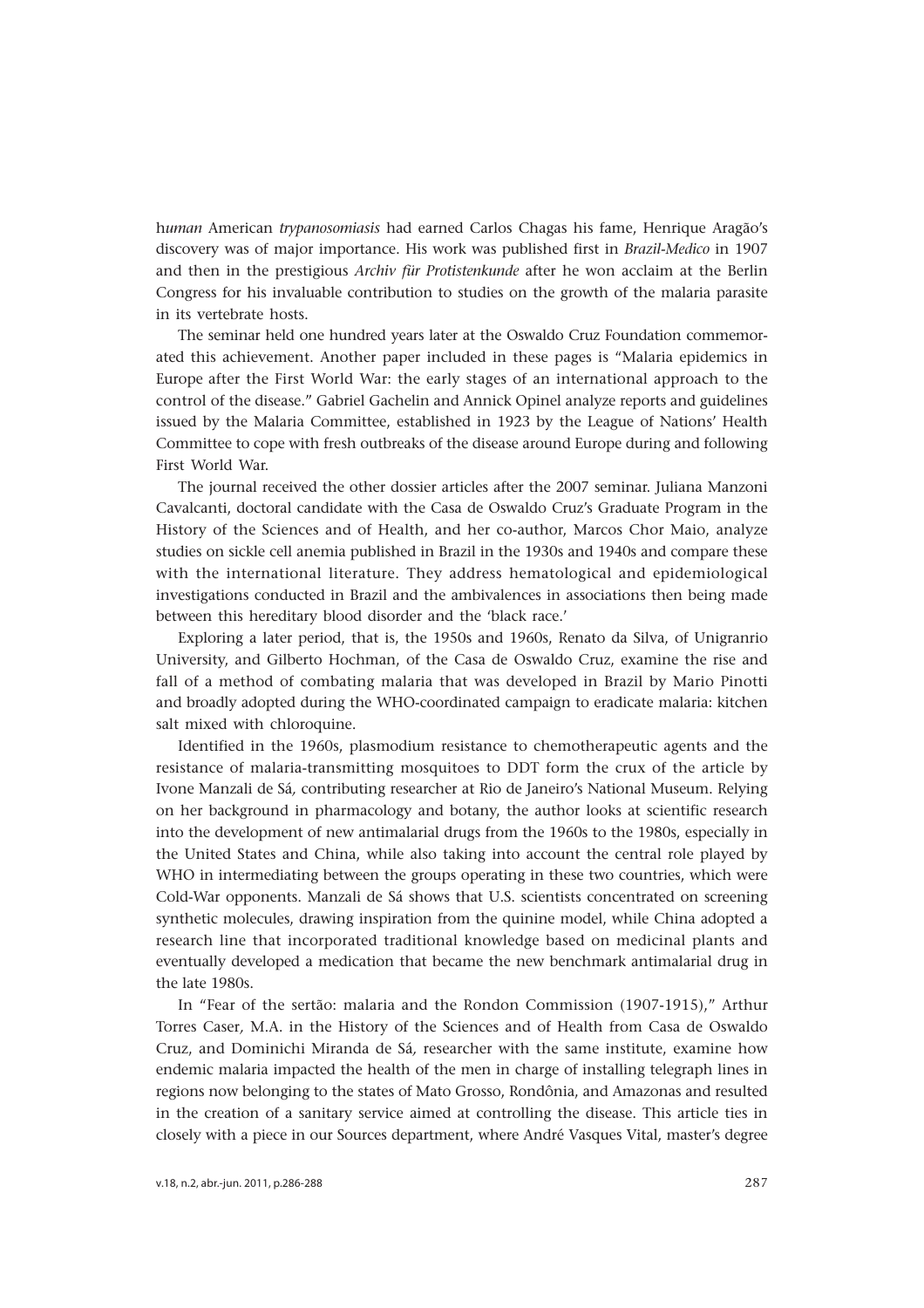h*uman* American *trypanosomiasis* had earned Carlos Chagas his fame, Henrique Aragão's discovery was of major importance. His work was published first in *Brazil-Medico* in 1907 and then in the prestigious *Archiv für Protistenkunde* after he won acclaim at the Berlin Congress for his invaluable contribution to studies on the growth of the malaria parasite in its vertebrate hosts.

The seminar held one hundred years later at the Oswaldo Cruz Foundation commemorated this achievement. Another paper included in these pages is "Malaria epidemics in Europe after the First World War: the early stages of an international approach to the control of the disease." Gabriel Gachelin and Annick Opinel analyze reports and guidelines issued by the Malaria Committee, established in 1923 by the League of Nations' Health Committee to cope with fresh outbreaks of the disease around Europe during and following First World War.

The journal received the other dossier articles after the 2007 seminar. Juliana Manzoni Cavalcanti, doctoral candidate with the Casa de Oswaldo Cruz's Graduate Program in the History of the Sciences and of Health, and her co-author, Marcos Chor Maio, analyze studies on sickle cell anemia published in Brazil in the 1930s and 1940s and compare these with the international literature. They address hematological and epidemiological investigations conducted in Brazil and the ambivalences in associations then being made between this hereditary blood disorder and the 'black race.'

Exploring a later period, that is, the 1950s and 1960s, Renato da Silva, of Unigranrio University, and Gilberto Hochman, of the Casa de Oswaldo Cruz, examine the rise and fall of a method of combating malaria that was developed in Brazil by Mario Pinotti and broadly adopted during the WHO-coordinated campaign to eradicate malaria: kitchen salt mixed with chloroquine.

Identified in the 1960s, plasmodium resistance to chemotherapeutic agents and the resistance of malaria-transmitting mosquitoes to DDT form the crux of the article by Ivone Manzali de Sá, contributing researcher at Rio de Janeiro's National Museum. Relying on her background in pharmacology and botany, the author looks at scientific research into the development of new antimalarial drugs from the 1960s to the 1980s, especially in the United States and China, while also taking into account the central role played by WHO in intermediating between the groups operating in these two countries, which were Cold-War opponents. Manzali de Sá shows that U.S. scientists concentrated on screening synthetic molecules, drawing inspiration from the quinine model, while China adopted a research line that incorporated traditional knowledge based on medicinal plants and eventually developed a medication that became the new benchmark antimalarial drug in the late 1980s.

In "Fear of the sertão: malaria and the Rondon Commission (1907-1915)," Arthur Torres Caser, M.A. in the History of the Sciences and of Health from Casa de Oswaldo Cruz, and Dominichi Miranda de Sá, researcher with the same institute, examine how endemic malaria impacted the health of the men in charge of installing telegraph lines in regions now belonging to the states of Mato Grosso, Rondônia, and Amazonas and resulted in the creation of a sanitary service aimed at controlling the disease. This article ties in closely with a piece in our Sources department, where André Vasques Vital, master's degree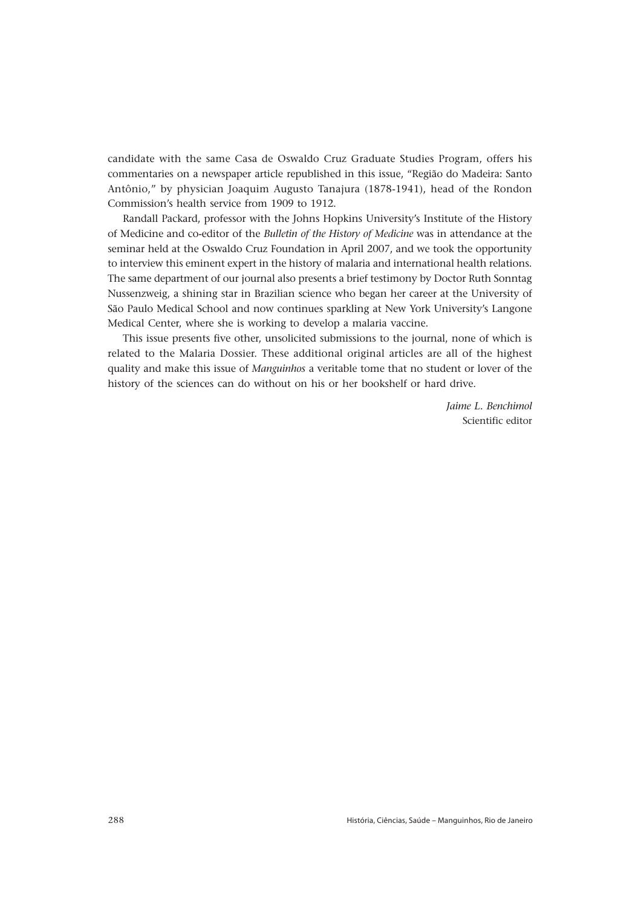candidate with the same Casa de Oswaldo Cruz Graduate Studies Program, offers his commentaries on a newspaper article republished in this issue, “Região do Madeira: Santo Antônio,” by physician Joaquim Augusto Tanajura (1878-1941), head of the Rondon Commission’s health service from 1909 to 1912.

Randall Packard, professor with the Johns Hopkins University’s Institute of the History of Medicine and co-editor of the *Bulletin of the History of Medicine* was in attendance at the seminar held at the Oswaldo Cruz Foundation in April 2007, and we took the opportunity to interview this eminent expert in the history of malaria and international health relations. The same department of our journal also presents a brief testimony by Doctor Ruth Sonntag Nussenzweig, a shining star in Brazilian science who began her career at the University of São Paulo Medical School and now continues sparkling at New York University’s Langone Medical Center, where she is working to develop a malaria vaccine.

This issue presents five other, unsolicited submissions to the journal, none of which is related to the Malaria Dossier. These additional original articles are all of the highest quality and make this issue of *Manguinhos* a veritable tome that no student or lover of the history of the sciences can do without on his or her bookshelf or hard drive.

*Jaime L. Benchimol*
Scientific editor